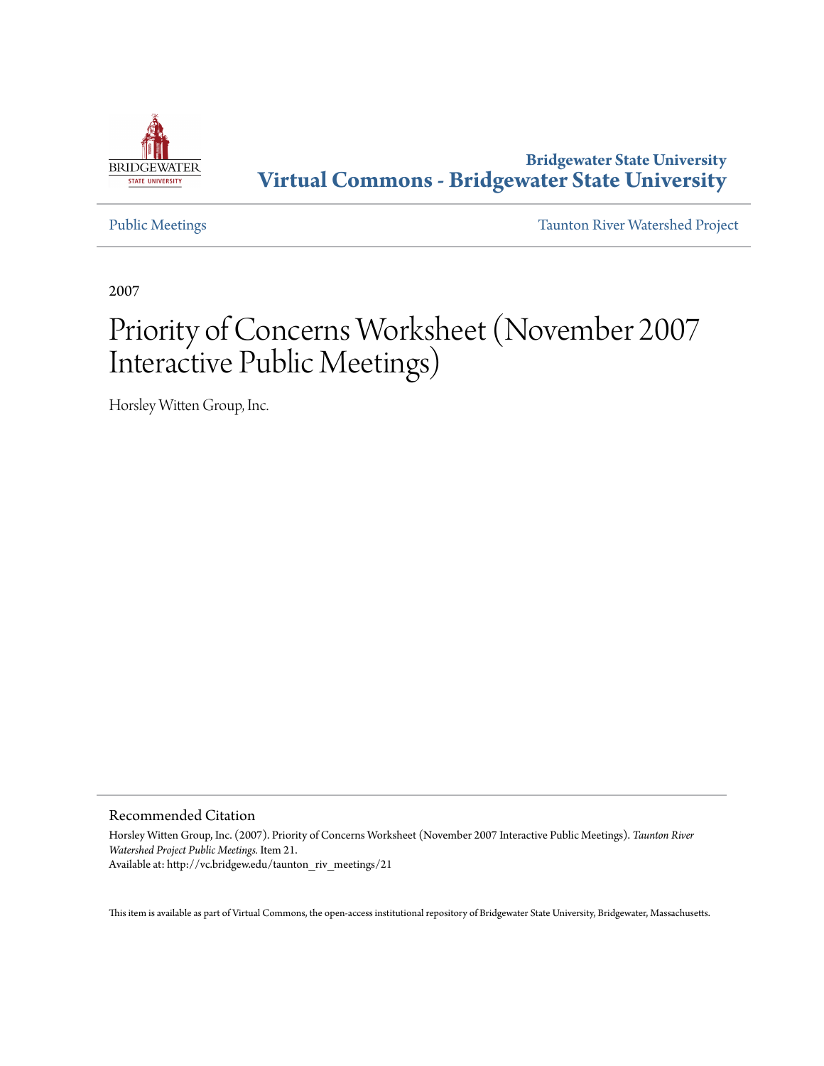**Bridgewater State University**
**Virtual Commons - Bridgewater State University**

Public Meetings | Taunton River Watershed Project

2007

# Priority of Concerns Worksheet (November 2007 Interactive Public Meetings)

Horsley Witten Group, Inc.

## Recommended Citation

Horsley Witten Group, Inc. (2007). Priority of Concerns Worksheet (November 2007 Interactive Public Meetings). *Taunton River Watershed Project Public Meetings.* Item 21.
Available at: http://vc.bridgew.edu/taunton_riv_meetings/21

This item is available as part of Virtual Commons, the open-access institutional repository of Bridgewater State University, Bridgewater, Massachusetts.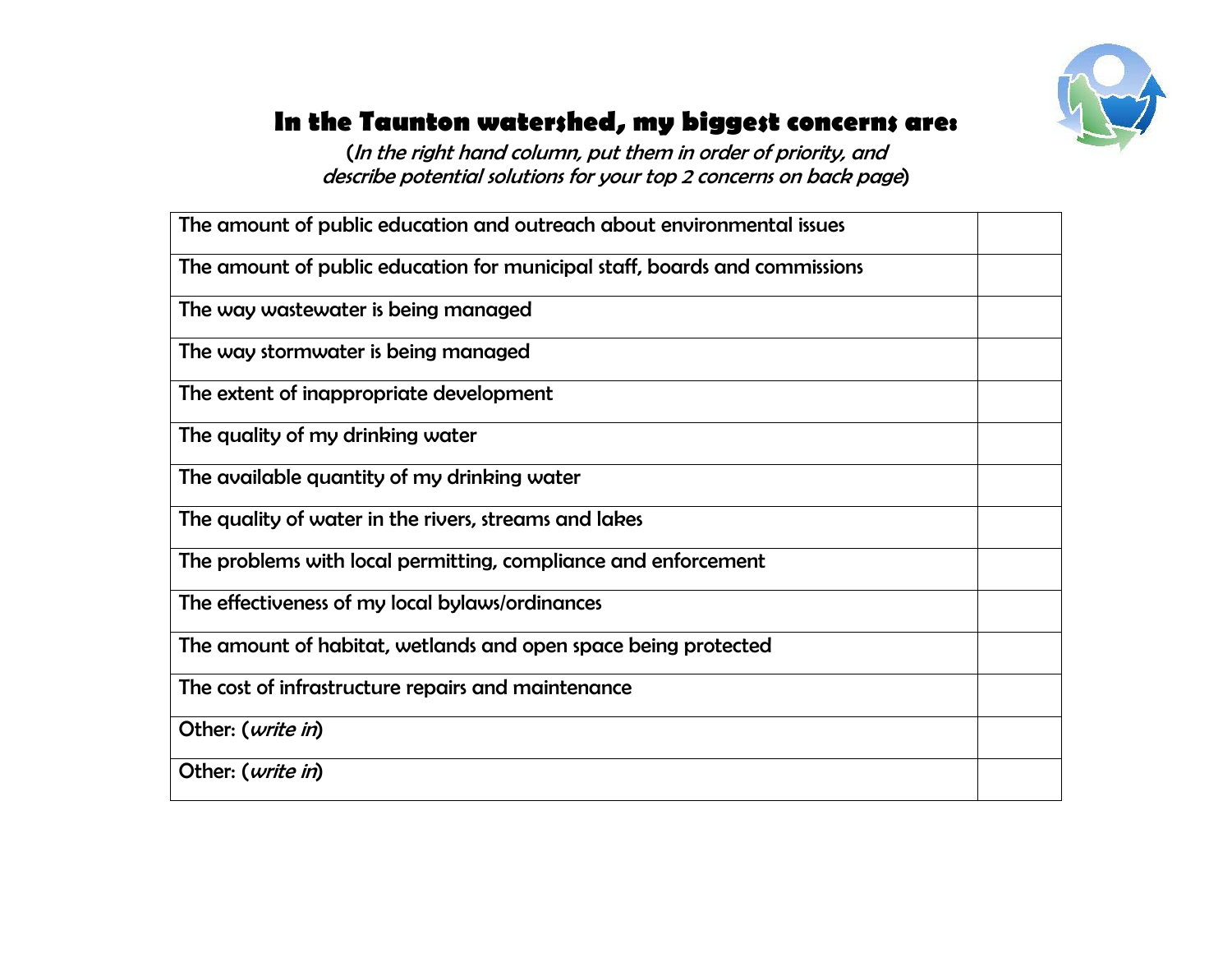## In the Taunton watershed, my biggest concerns are:

(*In the right hand column, put them in order of priority, and describe potential solutions for your top 2 concerns on back page*)

| | |
|---|---|
| The amount of public education and outreach about environmental issues | |
| The amount of public education for municipal staff, boards and commissions | |
| The way wastewater is being managed | |
| The way stormwater is being managed | |
| The extent of inappropriate development | |
| The quality of my drinking water | |
| The available quantity of my drinking water | |
| The quality of water in the rivers, streams and lakes | |
| The problems with local permitting, compliance and enforcement | |
| The effectiveness of my local bylaws/ordinances | |
| The amount of habitat, wetlands and open space being protected | |
| The cost of infrastructure repairs and maintenance | |
| Other: (*write in*) | |
| Other: (*write in*) | |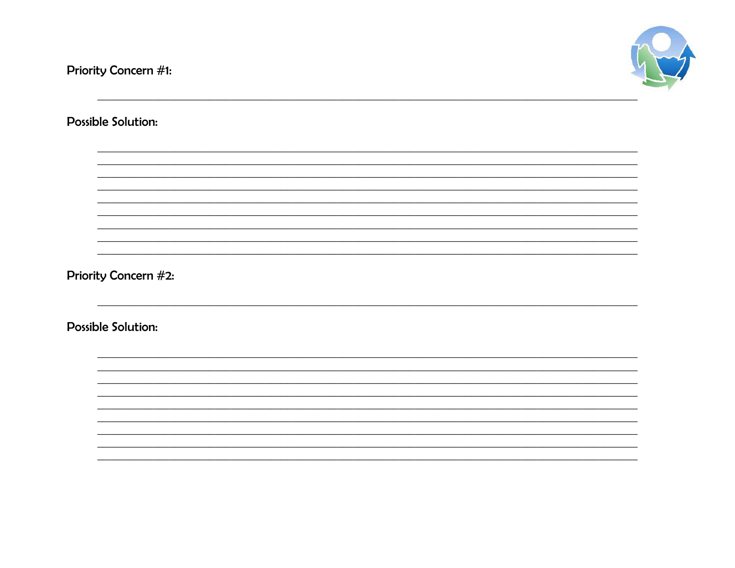**Priority Concern #1:**

\_\_\_\_\_\_\_\_\_\_\_\_\_\_\_\_\_\_\_\_\_\_\_\_\_\_\_\_\_\_\_\_\_\_\_\_\_\_\_\_\_\_\_\_\_\_\_\_\_\_\_\_\_\_\_\_\_\_\_\_\_\_\_\_\_\_\_\_\_\_\_\_\_\_

**Possible Solution:**

\_\_\_\_\_\_\_\_\_\_\_\_\_\_\_\_\_\_\_\_\_\_\_\_\_\_\_\_\_\_\_\_\_\_\_\_\_\_\_\_\_\_\_\_\_\_\_\_\_\_\_\_\_\_\_\_\_\_\_\_\_\_\_\_\_\_\_\_\_\_\_\_\_\_

\_\_\_\_\_\_\_\_\_\_\_\_\_\_\_\_\_\_\_\_\_\_\_\_\_\_\_\_\_\_\_\_\_\_\_\_\_\_\_\_\_\_\_\_\_\_\_\_\_\_\_\_\_\_\_\_\_\_\_\_\_\_\_\_\_\_\_\_\_\_\_\_\_\_

\_\_\_\_\_\_\_\_\_\_\_\_\_\_\_\_\_\_\_\_\_\_\_\_\_\_\_\_\_\_\_\_\_\_\_\_\_\_\_\_\_\_\_\_\_\_\_\_\_\_\_\_\_\_\_\_\_\_\_\_\_\_\_\_\_\_\_\_\_\_\_\_\_\_

\_\_\_\_\_\_\_\_\_\_\_\_\_\_\_\_\_\_\_\_\_\_\_\_\_\_\_\_\_\_\_\_\_\_\_\_\_\_\_\_\_\_\_\_\_\_\_\_\_\_\_\_\_\_\_\_\_\_\_\_\_\_\_\_\_\_\_\_\_\_\_\_\_\_

\_\_\_\_\_\_\_\_\_\_\_\_\_\_\_\_\_\_\_\_\_\_\_\_\_\_\_\_\_\_\_\_\_\_\_\_\_\_\_\_\_\_\_\_\_\_\_\_\_\_\_\_\_\_\_\_\_\_\_\_\_\_\_\_\_\_\_\_\_\_\_\_\_\_

\_\_\_\_\_\_\_\_\_\_\_\_\_\_\_\_\_\_\_\_\_\_\_\_\_\_\_\_\_\_\_\_\_\_\_\_\_\_\_\_\_\_\_\_\_\_\_\_\_\_\_\_\_\_\_\_\_\_\_\_\_\_\_\_\_\_\_\_\_\_\_\_\_\_

\_\_\_\_\_\_\_\_\_\_\_\_\_\_\_\_\_\_\_\_\_\_\_\_\_\_\_\_\_\_\_\_\_\_\_\_\_\_\_\_\_\_\_\_\_\_\_\_\_\_\_\_\_\_\_\_\_\_\_\_\_\_\_\_\_\_\_\_\_\_\_\_\_\_

\_\_\_\_\_\_\_\_\_\_\_\_\_\_\_\_\_\_\_\_\_\_\_\_\_\_\_\_\_\_\_\_\_\_\_\_\_\_\_\_\_\_\_\_\_\_\_\_\_\_\_\_\_\_\_\_\_\_\_\_\_\_\_\_\_\_\_\_\_\_\_\_\_\_

\_\_\_\_\_\_\_\_\_\_\_\_\_\_\_\_\_\_\_\_\_\_\_\_\_\_\_\_\_\_\_\_\_\_\_\_\_\_\_\_\_\_\_\_\_\_\_\_\_\_\_\_\_\_\_\_\_\_\_\_\_\_\_\_\_\_\_\_\_\_\_\_\_\_

**Priority Concern #2:**

\_\_\_\_\_\_\_\_\_\_\_\_\_\_\_\_\_\_\_\_\_\_\_\_\_\_\_\_\_\_\_\_\_\_\_\_\_\_\_\_\_\_\_\_\_\_\_\_\_\_\_\_\_\_\_\_\_\_\_\_\_\_\_\_\_\_\_\_\_\_\_\_\_\_

**Possible Solution:**

\_\_\_\_\_\_\_\_\_\_\_\_\_\_\_\_\_\_\_\_\_\_\_\_\_\_\_\_\_\_\_\_\_\_\_\_\_\_\_\_\_\_\_\_\_\_\_\_\_\_\_\_\_\_\_\_\_\_\_\_\_\_\_\_\_\_\_\_\_\_\_\_\_\_

\_\_\_\_\_\_\_\_\_\_\_\_\_\_\_\_\_\_\_\_\_\_\_\_\_\_\_\_\_\_\_\_\_\_\_\_\_\_\_\_\_\_\_\_\_\_\_\_\_\_\_\_\_\_\_\_\_\_\_\_\_\_\_\_\_\_\_\_\_\_\_\_\_\_

\_\_\_\_\_\_\_\_\_\_\_\_\_\_\_\_\_\_\_\_\_\_\_\_\_\_\_\_\_\_\_\_\_\_\_\_\_\_\_\_\_\_\_\_\_\_\_\_\_\_\_\_\_\_\_\_\_\_\_\_\_\_\_\_\_\_\_\_\_\_\_\_\_\_

\_\_\_\_\_\_\_\_\_\_\_\_\_\_\_\_\_\_\_\_\_\_\_\_\_\_\_\_\_\_\_\_\_\_\_\_\_\_\_\_\_\_\_\_\_\_\_\_\_\_\_\_\_\_\_\_\_\_\_\_\_\_\_\_\_\_\_\_\_\_\_\_\_\_

\_\_\_\_\_\_\_\_\_\_\_\_\_\_\_\_\_\_\_\_\_\_\_\_\_\_\_\_\_\_\_\_\_\_\_\_\_\_\_\_\_\_\_\_\_\_\_\_\_\_\_\_\_\_\_\_\_\_\_\_\_\_\_\_\_\_\_\_\_\_\_\_\_\_

\_\_\_\_\_\_\_\_\_\_\_\_\_\_\_\_\_\_\_\_\_\_\_\_\_\_\_\_\_\_\_\_\_\_\_\_\_\_\_\_\_\_\_\_\_\_\_\_\_\_\_\_\_\_\_\_\_\_\_\_\_\_\_\_\_\_\_\_\_\_\_\_\_\_

\_\_\_\_\_\_\_\_\_\_\_\_\_\_\_\_\_\_\_\_\_\_\_\_\_\_\_\_\_\_\_\_\_\_\_\_\_\_\_\_\_\_\_\_\_\_\_\_\_\_\_\_\_\_\_\_\_\_\_\_\_\_\_\_\_\_\_\_\_\_\_\_\_\_

\_\_\_\_\_\_\_\_\_\_\_\_\_\_\_\_\_\_\_\_\_\_\_\_\_\_\_\_\_\_\_\_\_\_\_\_\_\_\_\_\_\_\_\_\_\_\_\_\_\_\_\_\_\_\_\_\_\_\_\_\_\_\_\_\_\_\_\_\_\_\_\_\_\_

\_\_\_\_\_\_\_\_\_\_\_\_\_\_\_\_\_\_\_\_\_\_\_\_\_\_\_\_\_\_\_\_\_\_\_\_\_\_\_\_\_\_\_\_\_\_\_\_\_\_\_\_\_\_\_\_\_\_\_\_\_\_\_\_\_\_\_\_\_\_\_\_\_\_